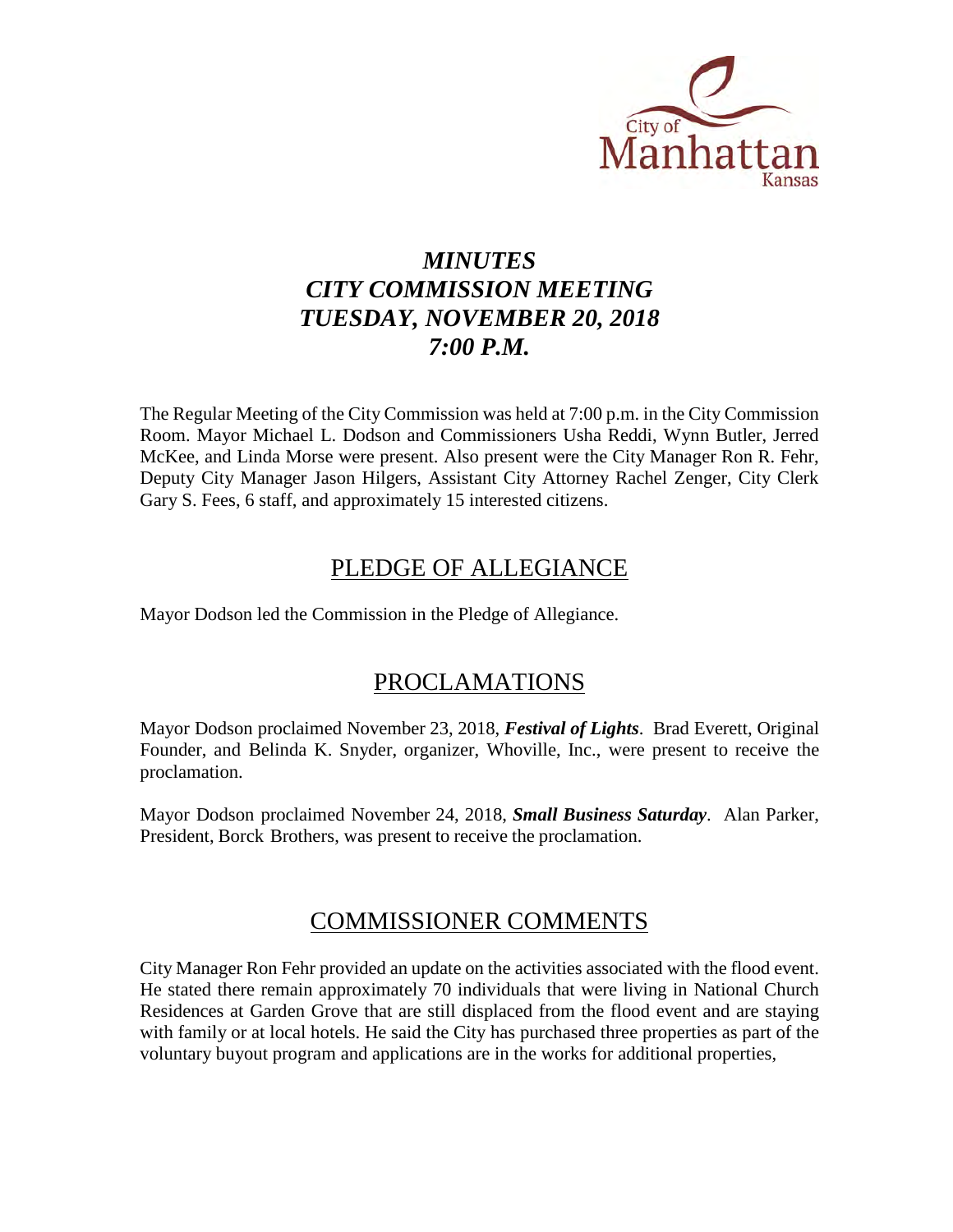# *MINUTES*
# *CITY COMMISSION MEETING*
# *TUESDAY, NOVEMBER 20, 2018*
# *7:00 P.M.*

The Regular Meeting of the City Commission was held at 7:00 p.m. in the City Commission Room. Mayor Michael L. Dodson and Commissioners Usha Reddi, Wynn Butler, Jerred McKee, and Linda Morse were present. Also present were the City Manager Ron R. Fehr, Deputy City Manager Jason Hilgers, Assistant City Attorney Rachel Zenger, City Clerk Gary S. Fees, 6 staff, and approximately 15 interested citizens.

## PLEDGE OF ALLEGIANCE

Mayor Dodson led the Commission in the Pledge of Allegiance.

## PROCLAMATIONS

Mayor Dodson proclaimed November 23, 2018, ***Festival of Lights***. Brad Everett, Original Founder, and Belinda K. Snyder, organizer, Whoville, Inc., were present to receive the proclamation.

Mayor Dodson proclaimed November 24, 2018, ***Small Business Saturday***. Alan Parker, President, Borck Brothers, was present to receive the proclamation.

## COMMISSIONER COMMENTS

City Manager Ron Fehr provided an update on the activities associated with the flood event. He stated there remain approximately 70 individuals that were living in National Church Residences at Garden Grove that are still displaced from the flood event and are staying with family or at local hotels. He said the City has purchased three properties as part of the voluntary buyout program and applications are in the works for additional properties,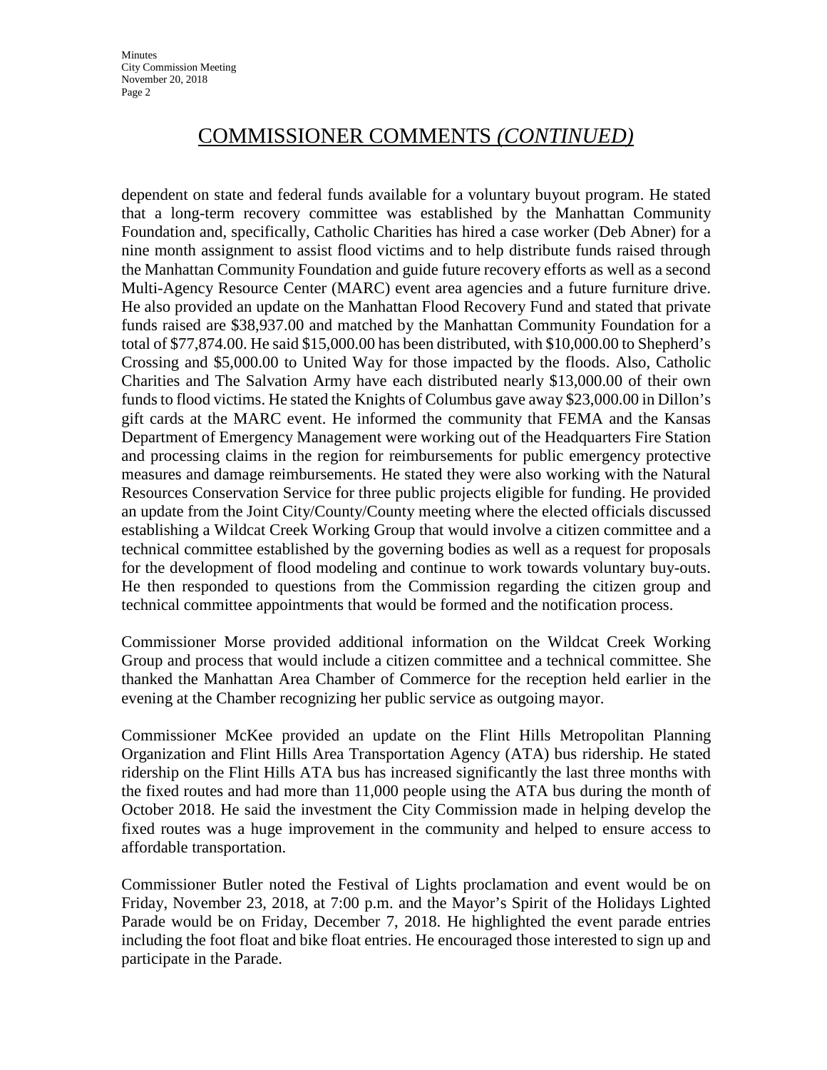## COMMISSIONER COMMENTS *(CONTINUED)*

dependent on state and federal funds available for a voluntary buyout program. He stated that a long-term recovery committee was established by the Manhattan Community Foundation and, specifically, Catholic Charities has hired a case worker (Deb Abner) for a nine month assignment to assist flood victims and to help distribute funds raised through the Manhattan Community Foundation and guide future recovery efforts as well as a second Multi-Agency Resource Center (MARC) event area agencies and a future furniture drive. He also provided an update on the Manhattan Flood Recovery Fund and stated that private funds raised are $38,937.00 and matched by the Manhattan Community Foundation for a total of $77,874.00. He said $15,000.00 has been distributed, with $10,000.00 to Shepherd's Crossing and $5,000.00 to United Way for those impacted by the floods. Also, Catholic Charities and The Salvation Army have each distributed nearly $13,000.00 of their own funds to flood victims. He stated the Knights of Columbus gave away $23,000.00 in Dillon's gift cards at the MARC event. He informed the community that FEMA and the Kansas Department of Emergency Management were working out of the Headquarters Fire Station and processing claims in the region for reimbursements for public emergency protective measures and damage reimbursements. He stated they were also working with the Natural Resources Conservation Service for three public projects eligible for funding. He provided an update from the Joint City/County/County meeting where the elected officials discussed establishing a Wildcat Creek Working Group that would involve a citizen committee and a technical committee established by the governing bodies as well as a request for proposals for the development of flood modeling and continue to work towards voluntary buy-outs. He then responded to questions from the Commission regarding the citizen group and technical committee appointments that would be formed and the notification process.

Commissioner Morse provided additional information on the Wildcat Creek Working Group and process that would include a citizen committee and a technical committee. She thanked the Manhattan Area Chamber of Commerce for the reception held earlier in the evening at the Chamber recognizing her public service as outgoing mayor.

Commissioner McKee provided an update on the Flint Hills Metropolitan Planning Organization and Flint Hills Area Transportation Agency (ATA) bus ridership. He stated ridership on the Flint Hills ATA bus has increased significantly the last three months with the fixed routes and had more than 11,000 people using the ATA bus during the month of October 2018. He said the investment the City Commission made in helping develop the fixed routes was a huge improvement in the community and helped to ensure access to affordable transportation.

Commissioner Butler noted the Festival of Lights proclamation and event would be on Friday, November 23, 2018, at 7:00 p.m. and the Mayor's Spirit of the Holidays Lighted Parade would be on Friday, December 7, 2018. He highlighted the event parade entries including the foot float and bike float entries. He encouraged those interested to sign up and participate in the Parade.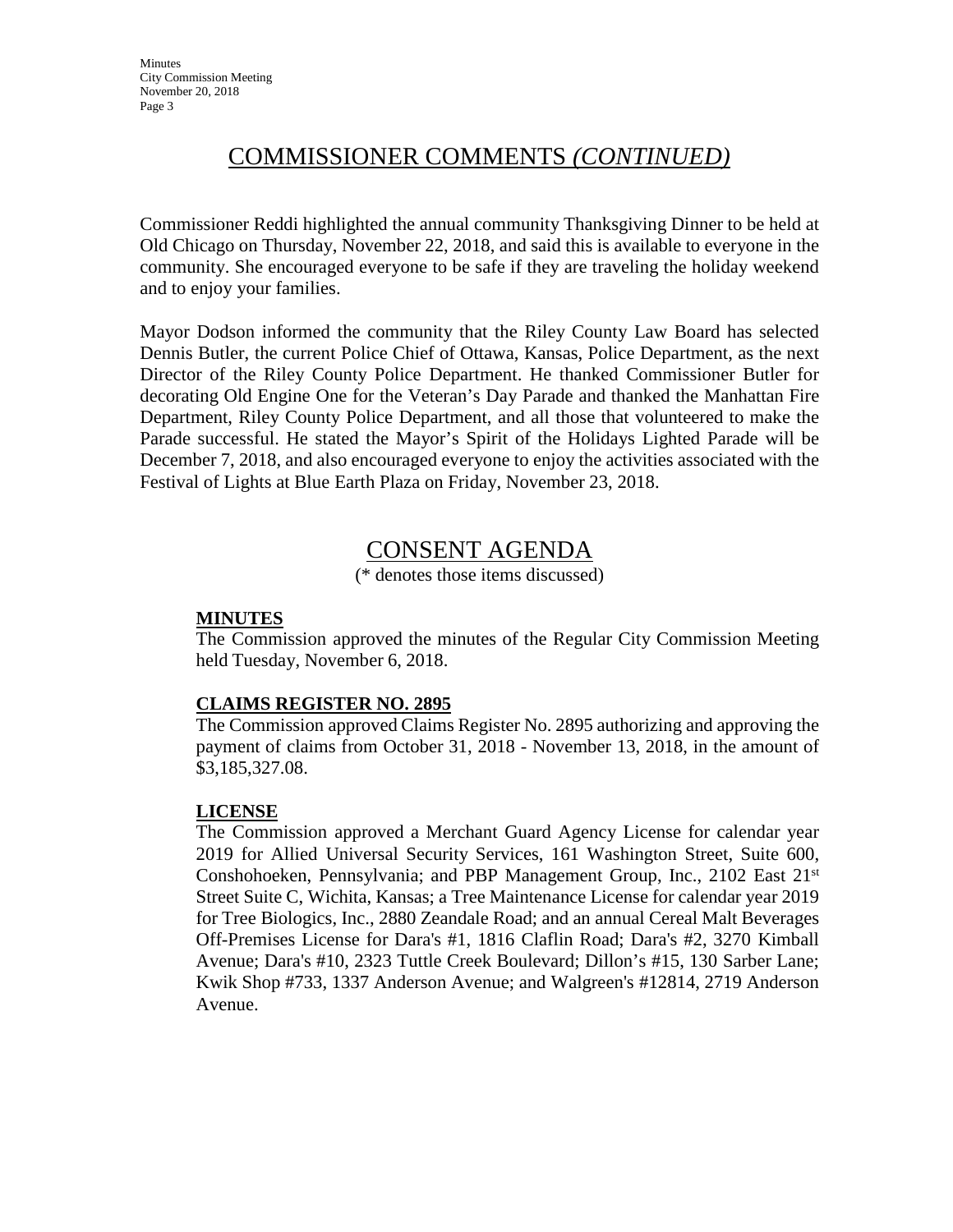## COMMISSIONER COMMENTS *(CONTINUED)*

Commissioner Reddi highlighted the annual community Thanksgiving Dinner to be held at Old Chicago on Thursday, November 22, 2018, and said this is available to everyone in the community. She encouraged everyone to be safe if they are traveling the holiday weekend and to enjoy your families.

Mayor Dodson informed the community that the Riley County Law Board has selected Dennis Butler, the current Police Chief of Ottawa, Kansas, Police Department, as the next Director of the Riley County Police Department. He thanked Commissioner Butler for decorating Old Engine One for the Veteran's Day Parade and thanked the Manhattan Fire Department, Riley County Police Department, and all those that volunteered to make the Parade successful. He stated the Mayor's Spirit of the Holidays Lighted Parade will be December 7, 2018, and also encouraged everyone to enjoy the activities associated with the Festival of Lights at Blue Earth Plaza on Friday, November 23, 2018.

## CONSENT AGENDA

(* denotes those items discussed)

**MINUTES**

The Commission approved the minutes of the Regular City Commission Meeting held Tuesday, November 6, 2018.

**CLAIMS REGISTER NO. 2895**

The Commission approved Claims Register No. 2895 authorizing and approving the payment of claims from October 31, 2018 - November 13, 2018, in the amount of $3,185,327.08.

**LICENSE**

The Commission approved a Merchant Guard Agency License for calendar year 2019 for Allied Universal Security Services, 161 Washington Street, Suite 600, Conshohoeken, Pennsylvania; and PBP Management Group, Inc., 2102 East 21st Street Suite C, Wichita, Kansas; a Tree Maintenance License for calendar year 2019 for Tree Biologics, Inc., 2880 Zeandale Road; and an annual Cereal Malt Beverages Off-Premises License for Dara's #1, 1816 Claflin Road; Dara's #2, 3270 Kimball Avenue; Dara's #10, 2323 Tuttle Creek Boulevard; Dillon's #15, 130 Sarber Lane; Kwik Shop #733, 1337 Anderson Avenue; and Walgreen's #12814, 2719 Anderson Avenue.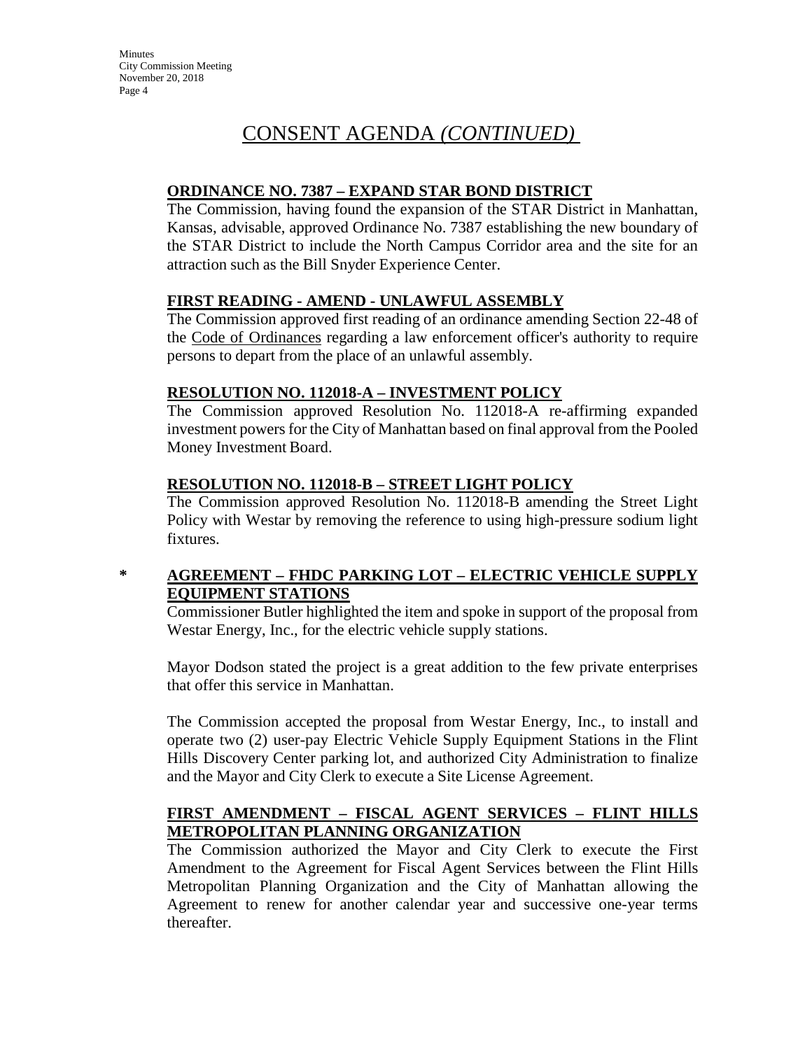# CONSENT AGENDA *(CONTINUED)*

## ORDINANCE NO. 7387 – EXPAND STAR BOND DISTRICT

The Commission, having found the expansion of the STAR District in Manhattan, Kansas, advisable, approved Ordinance No. 7387 establishing the new boundary of the STAR District to include the North Campus Corridor area and the site for an attraction such as the Bill Snyder Experience Center.

## FIRST READING - AMEND - UNLAWFUL ASSEMBLY

The Commission approved first reading of an ordinance amending Section 22-48 of the Code of Ordinances regarding a law enforcement officer's authority to require persons to depart from the place of an unlawful assembly.

## RESOLUTION NO. 112018-A – INVESTMENT POLICY

The Commission approved Resolution No. 112018-A re-affirming expanded investment powers for the City of Manhattan based on final approval from the Pooled Money Investment Board.

## RESOLUTION NO. 112018-B – STREET LIGHT POLICY

The Commission approved Resolution No. 112018-B amending the Street Light Policy with Westar by removing the reference to using high-pressure sodium light fixtures.

## * AGREEMENT – FHDC PARKING LOT – ELECTRIC VEHICLE SUPPLY EQUIPMENT STATIONS

Commissioner Butler highlighted the item and spoke in support of the proposal from Westar Energy, Inc., for the electric vehicle supply stations.

Mayor Dodson stated the project is a great addition to the few private enterprises that offer this service in Manhattan.

The Commission accepted the proposal from Westar Energy, Inc., to install and operate two (2) user-pay Electric Vehicle Supply Equipment Stations in the Flint Hills Discovery Center parking lot, and authorized City Administration to finalize and the Mayor and City Clerk to execute a Site License Agreement.

## FIRST AMENDMENT – FISCAL AGENT SERVICES – FLINT HILLS METROPOLITAN PLANNING ORGANIZATION

The Commission authorized the Mayor and City Clerk to execute the First Amendment to the Agreement for Fiscal Agent Services between the Flint Hills Metropolitan Planning Organization and the City of Manhattan allowing the Agreement to renew for another calendar year and successive one-year terms thereafter.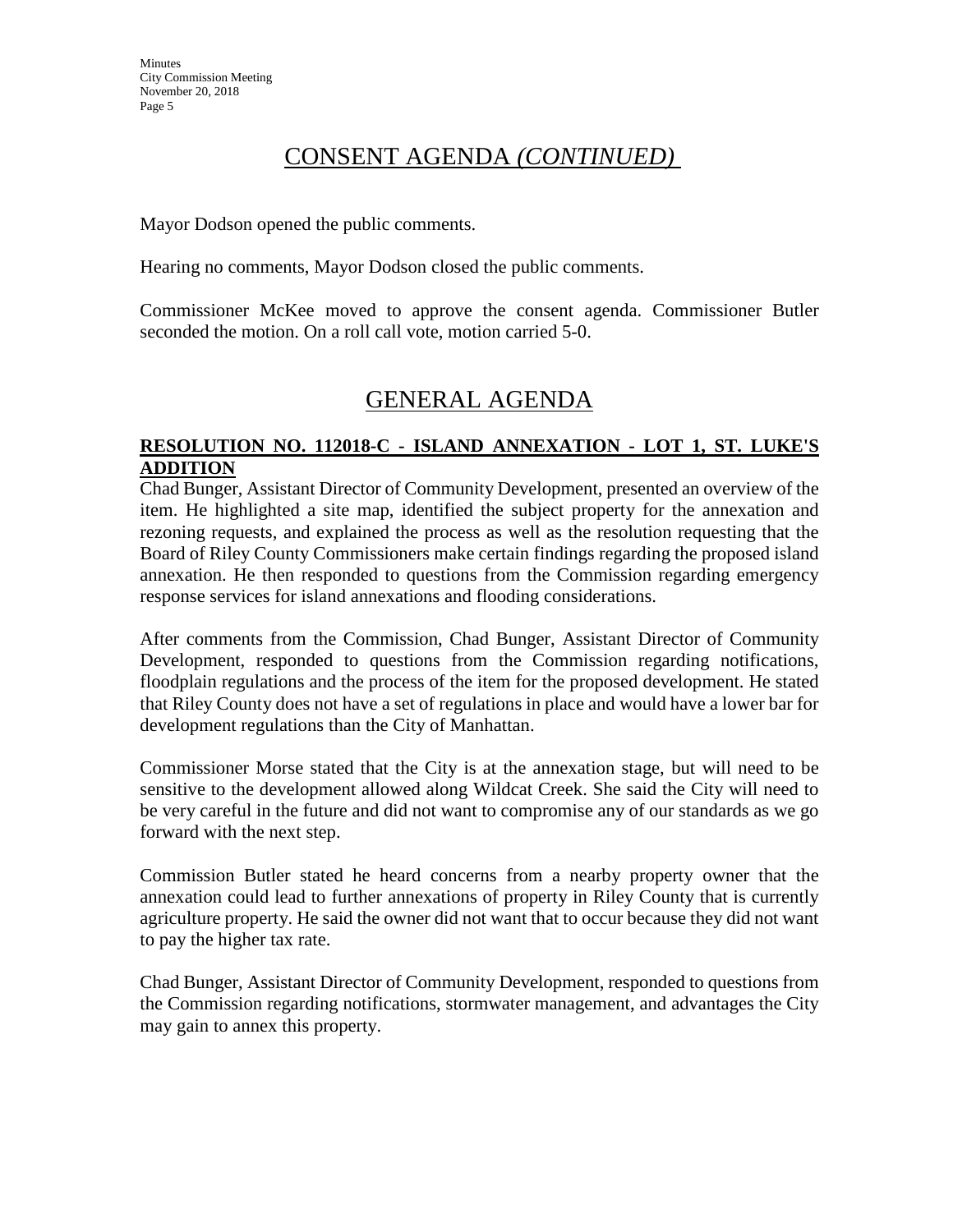## CONSENT AGENDA *(CONTINUED)*

Mayor Dodson opened the public comments.

Hearing no comments, Mayor Dodson closed the public comments.

Commissioner McKee moved to approve the consent agenda. Commissioner Butler seconded the motion. On a roll call vote, motion carried 5-0.

## GENERAL AGENDA

**RESOLUTION NO. 112018-C - ISLAND ANNEXATION - LOT 1, ST. LUKE'S ADDITION**

Chad Bunger, Assistant Director of Community Development, presented an overview of the item. He highlighted a site map, identified the subject property for the annexation and rezoning requests, and explained the process as well as the resolution requesting that the Board of Riley County Commissioners make certain findings regarding the proposed island annexation. He then responded to questions from the Commission regarding emergency response services for island annexations and flooding considerations.

After comments from the Commission, Chad Bunger, Assistant Director of Community Development, responded to questions from the Commission regarding notifications, floodplain regulations and the process of the item for the proposed development. He stated that Riley County does not have a set of regulations in place and would have a lower bar for development regulations than the City of Manhattan.

Commissioner Morse stated that the City is at the annexation stage, but will need to be sensitive to the development allowed along Wildcat Creek. She said the City will need to be very careful in the future and did not want to compromise any of our standards as we go forward with the next step.

Commission Butler stated he heard concerns from a nearby property owner that the annexation could lead to further annexations of property in Riley County that is currently agriculture property. He said the owner did not want that to occur because they did not want to pay the higher tax rate.

Chad Bunger, Assistant Director of Community Development, responded to questions from the Commission regarding notifications, stormwater management, and advantages the City may gain to annex this property.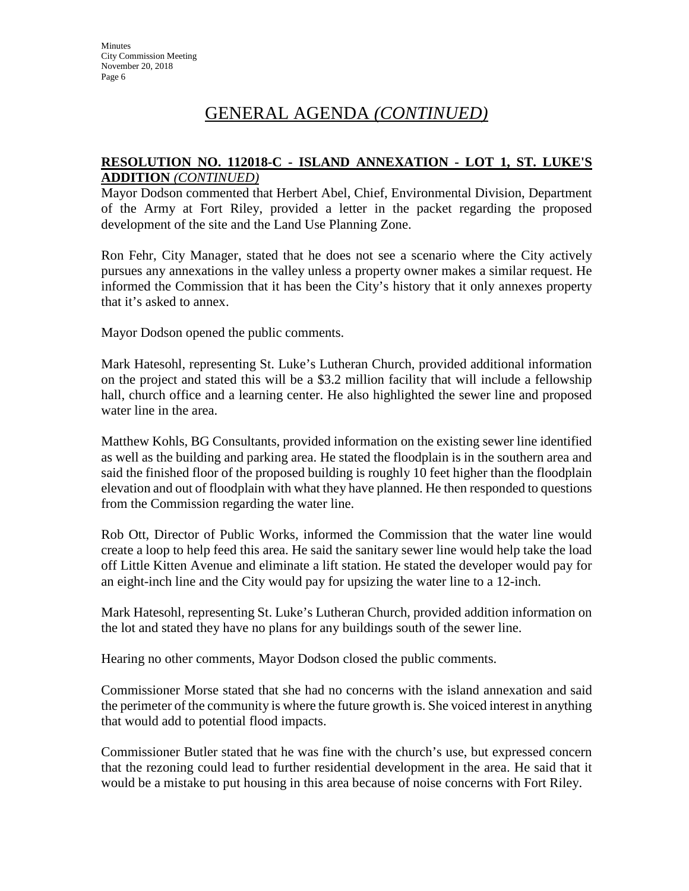# GENERAL AGENDA *(CONTINUED)*

**RESOLUTION NO. 112018-C - ISLAND ANNEXATION - LOT 1, ST. LUKE'S ADDITION** *(CONTINUED)*

Mayor Dodson commented that Herbert Abel, Chief, Environmental Division, Department of the Army at Fort Riley, provided a letter in the packet regarding the proposed development of the site and the Land Use Planning Zone.

Ron Fehr, City Manager, stated that he does not see a scenario where the City actively pursues any annexations in the valley unless a property owner makes a similar request. He informed the Commission that it has been the City's history that it only annexes property that it's asked to annex.

Mayor Dodson opened the public comments.

Mark Hatesohl, representing St. Luke's Lutheran Church, provided additional information on the project and stated this will be a $3.2 million facility that will include a fellowship hall, church office and a learning center. He also highlighted the sewer line and proposed water line in the area.

Matthew Kohls, BG Consultants, provided information on the existing sewer line identified as well as the building and parking area. He stated the floodplain is in the southern area and said the finished floor of the proposed building is roughly 10 feet higher than the floodplain elevation and out of floodplain with what they have planned. He then responded to questions from the Commission regarding the water line.

Rob Ott, Director of Public Works, informed the Commission that the water line would create a loop to help feed this area. He said the sanitary sewer line would help take the load off Little Kitten Avenue and eliminate a lift station. He stated the developer would pay for an eight-inch line and the City would pay for upsizing the water line to a 12-inch.

Mark Hatesohl, representing St. Luke's Lutheran Church, provided addition information on the lot and stated they have no plans for any buildings south of the sewer line.

Hearing no other comments, Mayor Dodson closed the public comments.

Commissioner Morse stated that she had no concerns with the island annexation and said the perimeter of the community is where the future growth is. She voiced interest in anything that would add to potential flood impacts.

Commissioner Butler stated that he was fine with the church's use, but expressed concern that the rezoning could lead to further residential development in the area. He said that it would be a mistake to put housing in this area because of noise concerns with Fort Riley.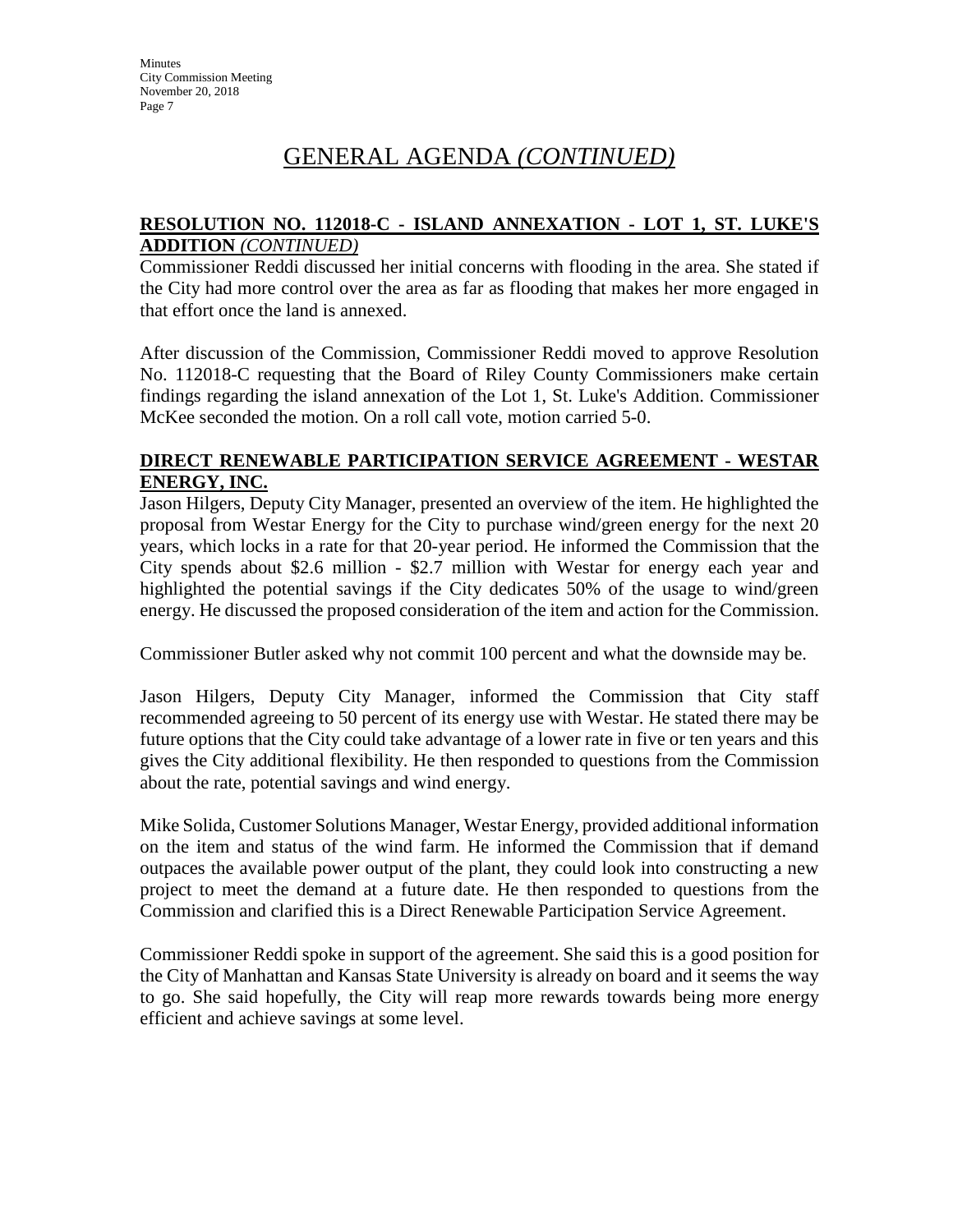# GENERAL AGENDA *(CONTINUED)*

**RESOLUTION NO. 112018-C - ISLAND ANNEXATION - LOT 1, ST. LUKE'S ADDITION** *(CONTINUED)*

Commissioner Reddi discussed her initial concerns with flooding in the area. She stated if the City had more control over the area as far as flooding that makes her more engaged in that effort once the land is annexed.

After discussion of the Commission, Commissioner Reddi moved to approve Resolution No. 112018-C requesting that the Board of Riley County Commissioners make certain findings regarding the island annexation of the Lot 1, St. Luke's Addition. Commissioner McKee seconded the motion. On a roll call vote, motion carried 5-0.

**DIRECT RENEWABLE PARTICIPATION SERVICE AGREEMENT - WESTAR ENERGY, INC.**

Jason Hilgers, Deputy City Manager, presented an overview of the item. He highlighted the proposal from Westar Energy for the City to purchase wind/green energy for the next 20 years, which locks in a rate for that 20-year period. He informed the Commission that the City spends about $2.6 million - $2.7 million with Westar for energy each year and highlighted the potential savings if the City dedicates 50% of the usage to wind/green energy. He discussed the proposed consideration of the item and action for the Commission.

Commissioner Butler asked why not commit 100 percent and what the downside may be.

Jason Hilgers, Deputy City Manager, informed the Commission that City staff recommended agreeing to 50 percent of its energy use with Westar. He stated there may be future options that the City could take advantage of a lower rate in five or ten years and this gives the City additional flexibility. He then responded to questions from the Commission about the rate, potential savings and wind energy.

Mike Solida, Customer Solutions Manager, Westar Energy, provided additional information on the item and status of the wind farm. He informed the Commission that if demand outpaces the available power output of the plant, they could look into constructing a new project to meet the demand at a future date. He then responded to questions from the Commission and clarified this is a Direct Renewable Participation Service Agreement.

Commissioner Reddi spoke in support of the agreement. She said this is a good position for the City of Manhattan and Kansas State University is already on board and it seems the way to go. She said hopefully, the City will reap more rewards towards being more energy efficient and achieve savings at some level.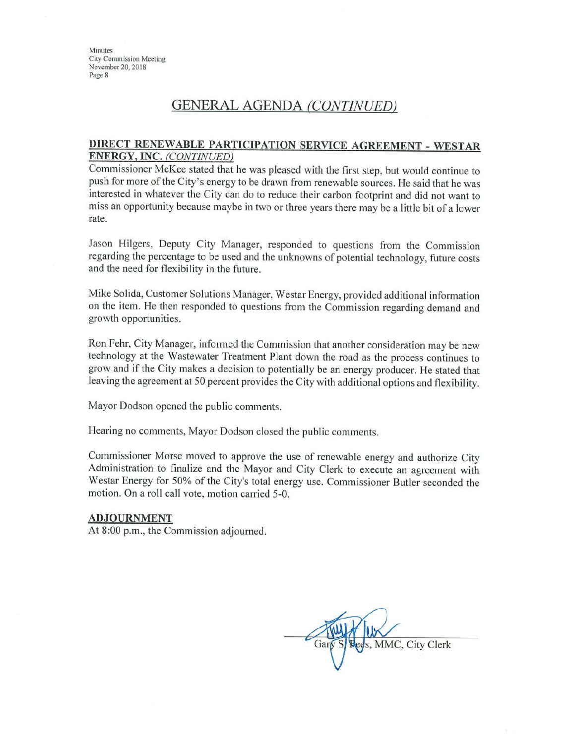## GENERAL AGENDA *(CONTINUED)*

**DIRECT RENEWABLE PARTICIPATION SERVICE AGREEMENT - WESTAR ENERGY, INC.** *(CONTINUED)*

Commissioner McKee stated that he was pleased with the first step, but would continue to push for more of the City's energy to be drawn from renewable sources. He said that he was interested in whatever the City can do to reduce their carbon footprint and did not want to miss an opportunity because maybe in two or three years there may be a little bit of a lower rate.

Jason Hilgers, Deputy City Manager, responded to questions from the Commission regarding the percentage to be used and the unknowns of potential technology, future costs and the need for flexibility in the future.

Mike Solida, Customer Solutions Manager, Westar Energy, provided additional information on the item. He then responded to questions from the Commission regarding demand and growth opportunities.

Ron Fehr, City Manager, informed the Commission that another consideration may be new technology at the Wastewater Treatment Plant down the road as the process continues to grow and if the City makes a decision to potentially be an energy producer. He stated that leaving the agreement at 50 percent provides the City with additional options and flexibility.

Mayor Dodson opened the public comments.

Hearing no comments, Mayor Dodson closed the public comments.

Commissioner Morse moved to approve the use of renewable energy and authorize City Administration to finalize and the Mayor and City Clerk to execute an agreement with Westar Energy for 50% of the City's total energy use. Commissioner Butler seconded the motion. On a roll call vote, motion carried 5-0.

**ADJOURNMENT**

At 8:00 p.m., the Commission adjourned.

Gary S. Fees, MMC, City Clerk